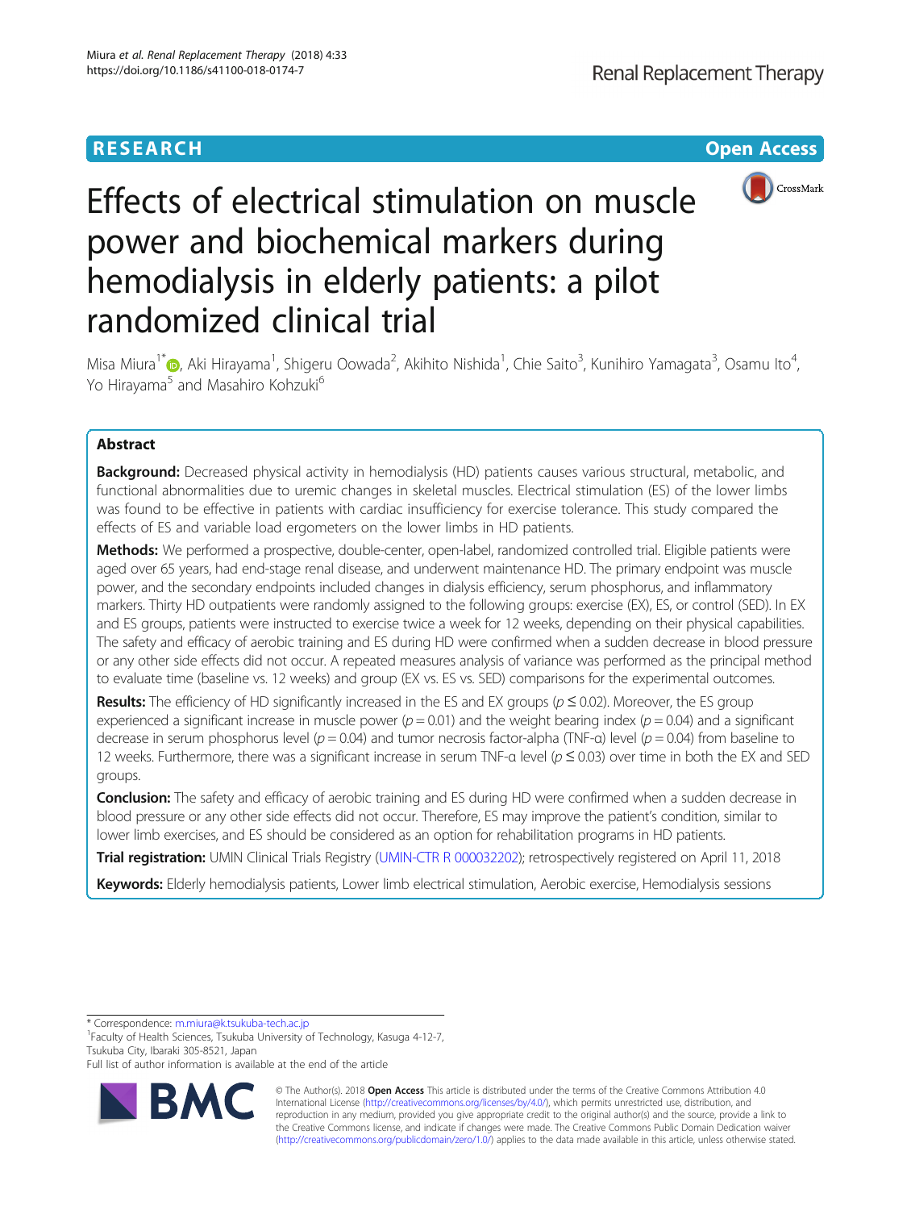RESEARCH

Open Access

# Effects of electrical stimulation on muscle power and biochemical markers during hemodialysis in elderly patients: a pilot randomized clinical trial

Misa Miura[1*], Aki Hirayama[1], Shigeru Oowada[2], Akihito Nishida[1], Chie Saito[3], Kunihiro Yamagata[3], Osamu Ito[4], Yo Hirayama[5] and Masahiro Kohzuki[6]

## Abstract

**Background:** Decreased physical activity in hemodialysis (HD) patients causes various structural, metabolic, and functional abnormalities due to uremic changes in skeletal muscles. Electrical stimulation (ES) of the lower limbs was found to be effective in patients with cardiac insufficiency for exercise tolerance. This study compared the effects of ES and variable load ergometers on the lower limbs in HD patients.

**Methods:** We performed a prospective, double-center, open-label, randomized controlled trial. Eligible patients were aged over 65 years, had end-stage renal disease, and underwent maintenance HD. The primary endpoint was muscle power, and the secondary endpoints included changes in dialysis efficiency, serum phosphorus, and inflammatory markers. Thirty HD outpatients were randomly assigned to the following groups: exercise (EX), ES, or control (SED). In EX and ES groups, patients were instructed to exercise twice a week for 12 weeks, depending on their physical capabilities. The safety and efficacy of aerobic training and ES during HD were confirmed when a sudden decrease in blood pressure or any other side effects did not occur. A repeated measures analysis of variance was performed as the principal method to evaluate time (baseline vs. 12 weeks) and group (EX vs. ES vs. SED) comparisons for the experimental outcomes.

**Results:** The efficiency of HD significantly increased in the ES and EX groups ($p \leq 0.02$). Moreover, the ES group experienced a significant increase in muscle power ($p = 0.01$) and the weight bearing index ($p = 0.04$) and a significant decrease in serum phosphorus level ($p = 0.04$) and tumor necrosis factor-alpha (TNF-α) level ($p = 0.04$) from baseline to 12 weeks. Furthermore, there was a significant increase in serum TNF-α level ($p \leq 0.03$) over time in both the EX and SED groups.

**Conclusion:** The safety and efficacy of aerobic training and ES during HD were confirmed when a sudden decrease in blood pressure or any other side effects did not occur. Therefore, ES may improve the patient's condition, similar to lower limb exercises, and ES should be considered as an option for rehabilitation programs in HD patients.

**Trial registration:** UMIN Clinical Trials Registry (UMIN-CTR R 000032202); retrospectively registered on April 11, 2018

**Keywords:** Elderly hemodialysis patients, Lower limb electrical stimulation, Aerobic exercise, Hemodialysis sessions

---

* Correspondence: m.miura@k.tsukuba-tech.ac.jp
[1]Faculty of Health Sciences, Tsukuba University of Technology, Kasuga 4-12-7, Tsukuba City, Ibaraki 305-8521, Japan
Full list of author information is available at the end of the article

© The Author(s). 2018 **Open Access** This article is distributed under the terms of the Creative Commons Attribution 4.0 International License (http://creativecommons.org/licenses/by/4.0/), which permits unrestricted use, distribution, and reproduction in any medium, provided you give appropriate credit to the original author(s) and the source, provide a link to the Creative Commons license, and indicate if changes were made. The Creative Commons Public Domain Dedication waiver (http://creativecommons.org/publicdomain/zero/1.0/) applies to the data made available in this article, unless otherwise stated.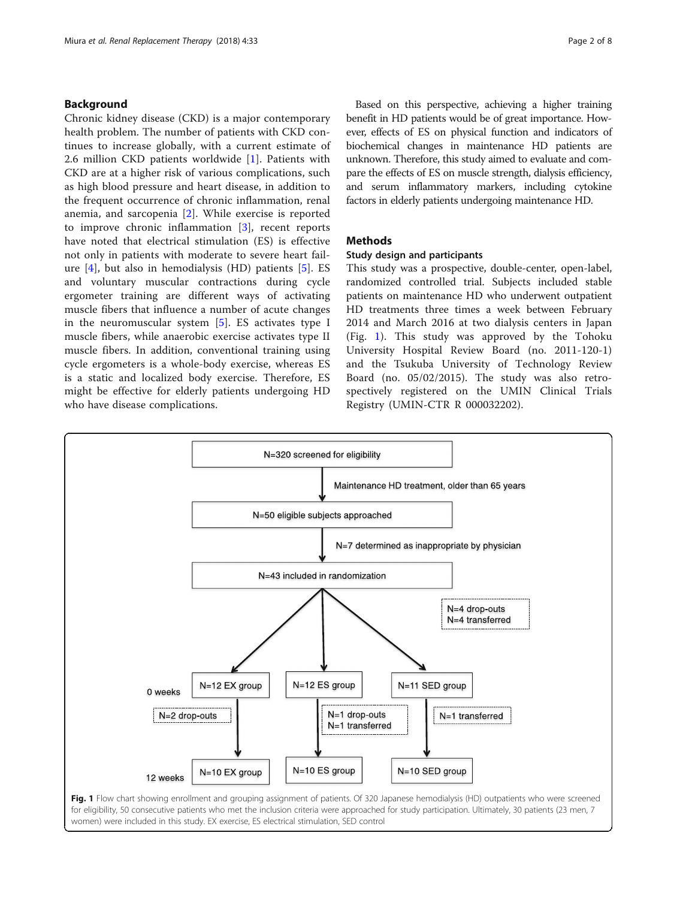## Background

Chronic kidney disease (CKD) is a major contemporary health problem. The number of patients with CKD continues to increase globally, with a current estimate of 2.6 million CKD patients worldwide [1]. Patients with CKD are at a higher risk of various complications, such as high blood pressure and heart disease, in addition to the frequent occurrence of chronic inflammation, renal anemia, and sarcopenia [2]. While exercise is reported to improve chronic inflammation [3], recent reports have noted that electrical stimulation (ES) is effective not only in patients with moderate to severe heart failure [4], but also in hemodialysis (HD) patients [5]. ES and voluntary muscular contractions during cycle ergometer training are different ways of activating muscle fibers that influence a number of acute changes in the neuromuscular system [5]. ES activates type I muscle fibers, while anaerobic exercise activates type II muscle fibers. In addition, conventional training using cycle ergometers is a whole-body exercise, whereas ES is a static and localized body exercise. Therefore, ES might be effective for elderly patients undergoing HD who have disease complications.

Based on this perspective, achieving a higher training benefit in HD patients would be of great importance. However, effects of ES on physical function and indicators of biochemical changes in maintenance HD patients are unknown. Therefore, this study aimed to evaluate and compare the effects of ES on muscle strength, dialysis efficiency, and serum inflammatory markers, including cytokine factors in elderly patients undergoing maintenance HD.

## Methods

### Study design and participants

This study was a prospective, double-center, open-label, randomized controlled trial. Subjects included stable patients on maintenance HD who underwent outpatient HD treatments three times a week between February 2014 and March 2016 at two dialysis centers in Japan (Fig. 1). This study was approved by the Tohoku University Hospital Review Board (no. 2011-120-1) and the Tsukuba University of Technology Review Board (no. 05/02/2015). The study was also retrospectively registered on the UMIN Clinical Trials Registry (UMIN-CTR R 000032202).

N=320 screened for eligibility

Maintenance HD treatment, older than 65 years

N=50 eligible subjects approached

N=7 determined as inappropriate by physician

N=43 included in randomization

N=4 drop-outs
N=4 transferred

0 weeks: N=12 EX group; N=12 ES group; N=11 SED group

N=2 drop-outs (EX); N=1 drop-outs, N=1 transferred (ES); N=1 transferred (SED)

12 weeks: N=10 EX group; N=10 ES group; N=10 SED group

**Fig. 1** Flow chart showing enrollment and grouping assignment of patients. Of 320 Japanese hemodialysis (HD) outpatients who were screened for eligibility, 50 consecutive patients who met the inclusion criteria were approached for study participation. Ultimately, 30 patients (23 men, 7 women) were included in this study. EX exercise, ES electrical stimulation, SED control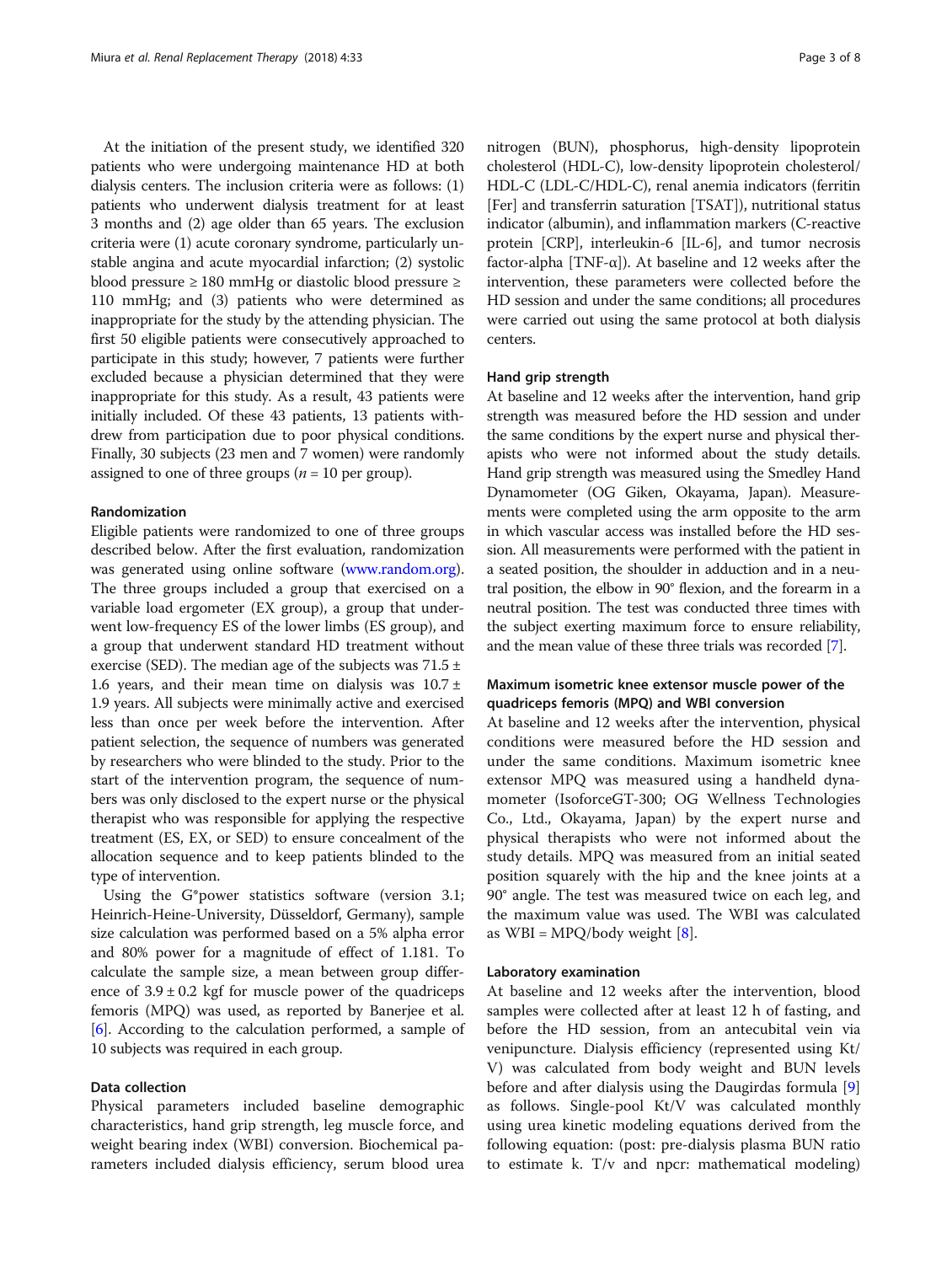At the initiation of the present study, we identified 320 patients who were undergoing maintenance HD at both dialysis centers. The inclusion criteria were as follows: (1) patients who underwent dialysis treatment for at least 3 months and (2) age older than 65 years. The exclusion criteria were (1) acute coronary syndrome, particularly unstable angina and acute myocardial infarction; (2) systolic blood pressure ≥ 180 mmHg or diastolic blood pressure ≥ 110 mmHg; and (3) patients who were determined as inappropriate for the study by the attending physician. The first 50 eligible patients were consecutively approached to participate in this study; however, 7 patients were further excluded because a physician determined that they were inappropriate for this study. As a result, 43 patients were initially included. Of these 43 patients, 13 patients withdrew from participation due to poor physical conditions. Finally, 30 subjects (23 men and 7 women) were randomly assigned to one of three groups ($n = 10$ per group).

### Randomization

Eligible patients were randomized to one of three groups described below. After the first evaluation, randomization was generated using online software (www.random.org). The three groups included a group that exercised on a variable load ergometer (EX group), a group that underwent low-frequency ES of the lower limbs (ES group), and a group that underwent standard HD treatment without exercise (SED). The median age of the subjects was 71.5 ± 1.6 years, and their mean time on dialysis was 10.7 ± 1.9 years. All subjects were minimally active and exercised less than once per week before the intervention. After patient selection, the sequence of numbers was generated by researchers who were blinded to the study. Prior to the start of the intervention program, the sequence of numbers was only disclosed to the expert nurse or the physical therapist who was responsible for applying the respective treatment (ES, EX, or SED) to ensure concealment of the allocation sequence and to keep patients blinded to the type of intervention.

Using the G*power statistics software (version 3.1; Heinrich-Heine-University, Düsseldorf, Germany), sample size calculation was performed based on a 5% alpha error and 80% power for a magnitude of effect of 1.181. To calculate the sample size, a mean between group difference of 3.9 ± 0.2 kgf for muscle power of the quadriceps femoris (MPQ) was used, as reported by Banerjee et al. [6]. According to the calculation performed, a sample of 10 subjects was required in each group.

### Data collection

Physical parameters included baseline demographic characteristics, hand grip strength, leg muscle force, and weight bearing index (WBI) conversion. Biochemical parameters included dialysis efficiency, serum blood urea nitrogen (BUN), phosphorus, high-density lipoprotein cholesterol (HDL-C), low-density lipoprotein cholesterol/HDL-C (LDL-C/HDL-C), renal anemia indicators (ferritin [Fer] and transferrin saturation [TSAT]), nutritional status indicator (albumin), and inflammation markers (C-reactive protein [CRP], interleukin-6 [IL-6], and tumor necrosis factor-alpha [TNF-α]). At baseline and 12 weeks after the intervention, these parameters were collected before the HD session and under the same conditions; all procedures were carried out using the same protocol at both dialysis centers.

### Hand grip strength

At baseline and 12 weeks after the intervention, hand grip strength was measured before the HD session and under the same conditions by the expert nurse and physical therapists who were not informed about the study details. Hand grip strength was measured using the Smedley Hand Dynamometer (OG Giken, Okayama, Japan). Measurements were completed using the arm opposite to the arm in which vascular access was installed before the HD session. All measurements were performed with the patient in a seated position, the shoulder in adduction and in a neutral position, the elbow in 90° flexion, and the forearm in a neutral position. The test was conducted three times with the subject exerting maximum force to ensure reliability, and the mean value of these three trials was recorded [7].

### Maximum isometric knee extensor muscle power of the quadriceps femoris (MPQ) and WBI conversion

At baseline and 12 weeks after the intervention, physical conditions were measured before the HD session and under the same conditions. Maximum isometric knee extensor MPQ was measured using a handheld dynamometer (IsoforceGT-300; OG Wellness Technologies Co., Ltd., Okayama, Japan) by the expert nurse and physical therapists who were not informed about the study details. MPQ was measured from an initial seated position squarely with the hip and the knee joints at a 90° angle. The test was measured twice on each leg, and the maximum value was used. The WBI was calculated as WBI = MPQ/body weight [8].

### Laboratory examination

At baseline and 12 weeks after the intervention, blood samples were collected after at least 12 h of fasting, and before the HD session, from an antecubital vein via venipuncture. Dialysis efficiency (represented using Kt/V) was calculated from body weight and BUN levels before and after dialysis using the Daugirdas formula [9] as follows. Single-pool Kt/V was calculated monthly using urea kinetic modeling equations derived from the following equation: (post: pre-dialysis plasma BUN ratio to estimate k. T/v and npcr: mathematical modeling)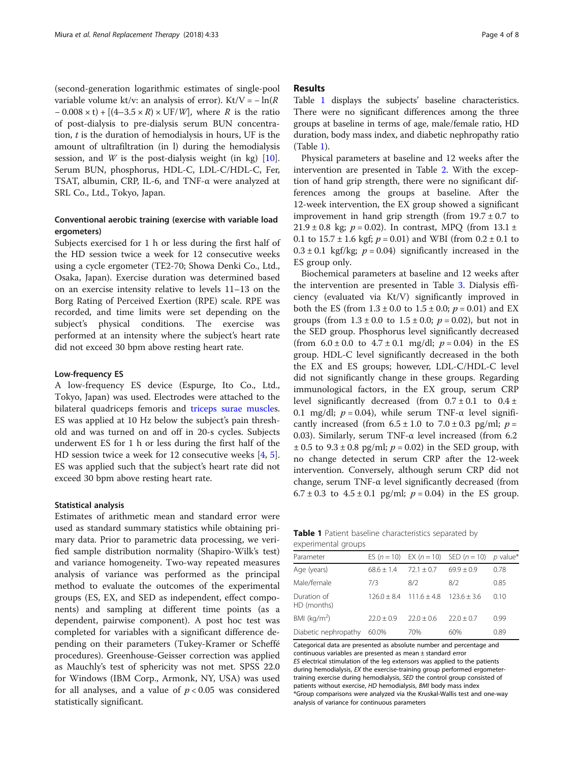(second-generation logarithmic estimates of single-pool variable volume kt/v: an analysis of error). $Kt/V = -\ln(R - 0.008 \times t) + [(4-3.5 \times R) \times UF/W]$, where $R$ is the ratio of post-dialysis to pre-dialysis serum BUN concentration, $t$ is the duration of hemodialysis in hours, UF is the amount of ultrafiltration (in l) during the hemodialysis session, and $W$ is the post-dialysis weight (in kg) [10]. Serum BUN, phosphorus, HDL-C, LDL-C/HDL-C, Fer, TSAT, albumin, CRP, IL-6, and TNF-α were analyzed at SRL Co., Ltd., Tokyo, Japan.

### Conventional aerobic training (exercise with variable load ergometers)

Subjects exercised for 1 h or less during the first half of the HD session twice a week for 12 consecutive weeks using a cycle ergometer (TE2-70; Showa Denki Co., Ltd., Osaka, Japan). Exercise duration was determined based on an exercise intensity relative to levels 11–13 on the Borg Rating of Perceived Exertion (RPE) scale. RPE was recorded, and time limits were set depending on the subject's physical conditions. The exercise was performed at an intensity where the subject's heart rate did not exceed 30 bpm above resting heart rate.

### Low-frequency ES

A low-frequency ES device (Espurge, Ito Co., Ltd., Tokyo, Japan) was used. Electrodes were attached to the bilateral quadriceps femoris and triceps surae muscles. ES was applied at 10 Hz below the subject's pain threshold and was turned on and off in 20-s cycles. Subjects underwent ES for 1 h or less during the first half of the HD session twice a week for 12 consecutive weeks [4, 5]. ES was applied such that the subject's heart rate did not exceed 30 bpm above resting heart rate.

### Statistical analysis

Estimates of arithmetic mean and standard error were used as standard summary statistics while obtaining primary data. Prior to parametric data processing, we verified sample distribution normality (Shapiro-Wilk's test) and variance homogeneity. Two-way repeated measures analysis of variance was performed as the principal method to evaluate the outcomes of the experimental groups (ES, EX, and SED as independent, effect components) and sampling at different time points (as a dependent, pairwise component). A post hoc test was completed for variables with a significant difference depending on their parameters (Tukey-Kramer or Scheffé procedures). Greenhouse-Geisser correction was applied as Mauchly's test of sphericity was not met. SPSS 22.0 for Windows (IBM Corp., Armonk, NY, USA) was used for all analyses, and a value of $p < 0.05$ was considered statistically significant.

## Results

Table 1 displays the subjects' baseline characteristics. There were no significant differences among the three groups at baseline in terms of age, male/female ratio, HD duration, body mass index, and diabetic nephropathy ratio (Table 1).

Physical parameters at baseline and 12 weeks after the intervention are presented in Table 2. With the exception of hand grip strength, there were no significant differences among the groups at baseline. After the 12-week intervention, the EX group showed a significant improvement in hand grip strength (from 19.7 ± 0.7 to 21.9 ± 0.8 kg; $p = 0.02$). In contrast, MPQ (from 13.1 ± 0.1 to 15.7 ± 1.6 kgf; $p = 0.01$) and WBI (from 0.2 ± 0.1 to 0.3 ± 0.1 kgf/kg; $p = 0.04$) significantly increased in the ES group only.

Biochemical parameters at baseline and 12 weeks after the intervention are presented in Table 3. Dialysis efficiency (evaluated via Kt/V) significantly improved in both the ES (from 1.3 ± 0.0 to 1.5 ± 0.0; $p = 0.01$) and EX groups (from 1.3 ± 0.0 to 1.5 ± 0.0; $p = 0.02$), but not in the SED group. Phosphorus level significantly decreased (from 6.0 ± 0.0 to 4.7 ± 0.1 mg/dl; $p = 0.04$) in the ES group. HDL-C level significantly decreased in the both the EX and ES groups; however, LDL-C/HDL-C level did not significantly change in these groups. Regarding immunological factors, in the EX group, serum CRP level significantly decreased (from 0.7 ± 0.1 to 0.4 ± 0.1 mg/dl; $p = 0.04$), while serum TNF-α level significantly increased (from 6.5 ± 1.0 to 7.0 ± 0.3 pg/ml; $p = 0.03$). Similarly, serum TNF-α level increased (from 6.2 ± 0.5 to 9.3 ± 0.8 pg/ml; $p = 0.02$) in the SED group, with no change detected in serum CRP after the 12-week intervention. Conversely, although serum CRP did not change, serum TNF-α level significantly decreased (from 6.7 ± 0.3 to 4.5 ± 0.1 pg/ml; $p = 0.04$) in the ES group.

**Table 1** Patient baseline characteristics separated by experimental groups

| Parameter | ES ($n = 10$) | EX ($n = 10$) | SED ($n = 10$) | $p$ value* |
|---|---|---|---|---|
| Age (years) | 68.6 ± 1.4 | 72.1 ± 0.7 | 69.9 ± 0.9 | 0.78 |
| Male/female | 7/3 | 8/2 | 8/2 | 0.85 |
| Duration of HD (months) | 126.0 ± 8.4 | 111.6 ± 4.8 | 123.6 ± 3.6 | 0.10 |
| BMI (kg/m$^2$) | 22.0 ± 0.9 | 22.0 ± 0.6 | 22.0 ± 0.7 | 0.99 |
| Diabetic nephropathy | 60.0% | 70% | 60% | 0.89 |

Categorical data are presented as absolute number and percentage and continuous variables are presented as mean ± standard error
*ES* electrical stimulation of the leg extensors was applied to the patients during hemodialysis, *EX* the exercise-training group performed ergometer-training exercise during hemodialysis, *SED* the control group consisted of patients without exercise, *HD* hemodialysis, *BMI* body mass index
*Group comparisons were analyzed via the Kruskal-Wallis test and one-way analysis of variance for continuous parameters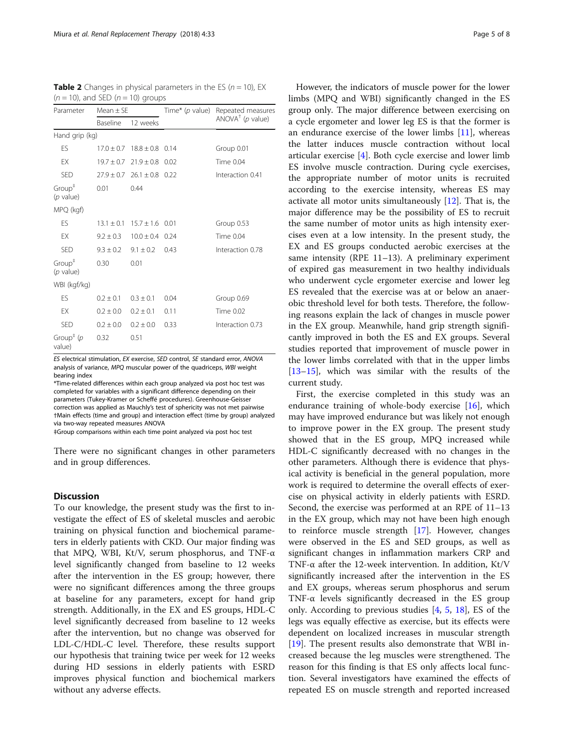**Table 2** Changes in physical parameters in the ES ($n = 10$), EX ($n = 10$), and SED ($n = 10$) groups

| Parameter | Mean ± SE | | Time* (*p* value) | Repeated measures ANOVA† (*p* value) |
|---|---|---|---|---|
| | Baseline | 12 weeks | | |
| Hand grip (kg) | | | | |
| ES | 17.0 ± 0.7 | 18.8 ± 0.8 | 0.14 | Group 0.01 |
| EX | 19.7 ± 0.7 | 21.9 ± 0.8 | 0.02 | Time 0.04 |
| SED | 27.9 ± 0.7 | 26.1 ± 0.8 | 0.22 | Interaction 0.41 |
| Group‡ (*p* value) | 0.01 | 0.44 | | |
| MPQ (kgf) | | | | |
| ES | 13.1 ± 0.1 | 15.7 ± 1.6 | 0.01 | Group 0.53 |
| EX | 9.2 ± 0.3 | 10.0 ± 0.4 | 0.24 | Time 0.04 |
| SED | 9.3 ± 0.2 | 9.1 ± 0.2 | 0.43 | Interaction 0.78 |
| Group‡ (*p* value) | 0.30 | 0.01 | | |
| WBI (kgf/kg) | | | | |
| ES | 0.2 ± 0.1 | 0.3 ± 0.1 | 0.04 | Group 0.69 |
| EX | 0.2 ± 0.0 | 0.2 ± 0.1 | 0.11 | Time 0.02 |
| SED | 0.2 ± 0.0 | 0.2 ± 0.0 | 0.33 | Interaction 0.73 |
| Group‡ (*p* value) | 0.32 | 0.51 | | |

*ES* electrical stimulation, *EX* exercise, *SED* control, *SE* standard error, *ANOVA* analysis of variance, *MPQ* muscular power of the quadriceps, *WBI* weight bearing index

*Time-related differences within each group analyzed via post hoc test was completed for variables with a significant difference depending on their parameters (Tukey-Kramer or Scheffé procedures). Greenhouse-Geisser correction was applied as Mauchly's test of sphericity was not met pairwise

†Main effects (time and group) and interaction effect (time by group) analyzed via two-way repeated measures ANOVA

‡Group comparisons within each time point analyzed via post hoc test

There were no significant changes in other parameters and in group differences.

## Discussion

To our knowledge, the present study was the first to investigate the effect of ES of skeletal muscles and aerobic training on physical function and biochemical parameters in elderly patients with CKD. Our major finding was that MPQ, WBI, Kt/V, serum phosphorus, and TNF-α level significantly changed from baseline to 12 weeks after the intervention in the ES group; however, there were no significant differences among the three groups at baseline for any parameters, except for hand grip strength. Additionally, in the EX and ES groups, HDL-C level significantly decreased from baseline to 12 weeks after the intervention, but no change was observed for LDL-C/HDL-C level. Therefore, these results support our hypothesis that training twice per week for 12 weeks during HD sessions in elderly patients with ESRD improves physical function and biochemical markers without any adverse effects.

However, the indicators of muscle power for the lower limbs (MPQ and WBI) significantly changed in the ES group only. The major difference between exercising on a cycle ergometer and lower leg ES is that the former is an endurance exercise of the lower limbs [11], whereas the latter induces muscle contraction without local articular exercise [4]. Both cycle exercise and lower limb ES involve muscle contraction. During cycle exercises, the appropriate number of motor units is recruited according to the exercise intensity, whereas ES may activate all motor units simultaneously [12]. That is, the major difference may be the possibility of ES to recruit the same number of motor units as high intensity exercises even at a low intensity. In the present study, the EX and ES groups conducted aerobic exercises at the same intensity (RPE 11–13). A preliminary experiment of expired gas measurement in two healthy individuals who underwent cycle ergometer exercise and lower leg ES revealed that the exercise was at or below an anaerobic threshold level for both tests. Therefore, the following reasons explain the lack of changes in muscle power in the EX group. Meanwhile, hand grip strength significantly improved in both the ES and EX groups. Several studies reported that improvement of muscle power in the lower limbs correlated with that in the upper limbs [13–15], which was similar with the results of the current study.

First, the exercise completed in this study was an endurance training of whole-body exercise [16], which may have improved endurance but was likely not enough to improve power in the EX group. The present study showed that in the ES group, MPQ increased while HDL-C significantly decreased with no changes in the other parameters. Although there is evidence that physical activity is beneficial in the general population, more work is required to determine the overall effects of exercise on physical activity in elderly patients with ESRD. Second, the exercise was performed at an RPE of 11–13 in the EX group, which may not have been high enough to reinforce muscle strength [17]. However, changes were observed in the ES and SED groups, as well as significant changes in inflammation markers CRP and TNF-α after the 12-week intervention. In addition, Kt/V significantly increased after the intervention in the ES and EX groups, whereas serum phosphorus and serum TNF-α levels significantly decreased in the ES group only. According to previous studies [4, 5, 18], ES of the legs was equally effective as exercise, but its effects were dependent on localized increases in muscular strength [19]. The present results also demonstrate that WBI increased because the leg muscles were strengthened. The reason for this finding is that ES only affects local function. Several investigators have examined the effects of repeated ES on muscle strength and reported increased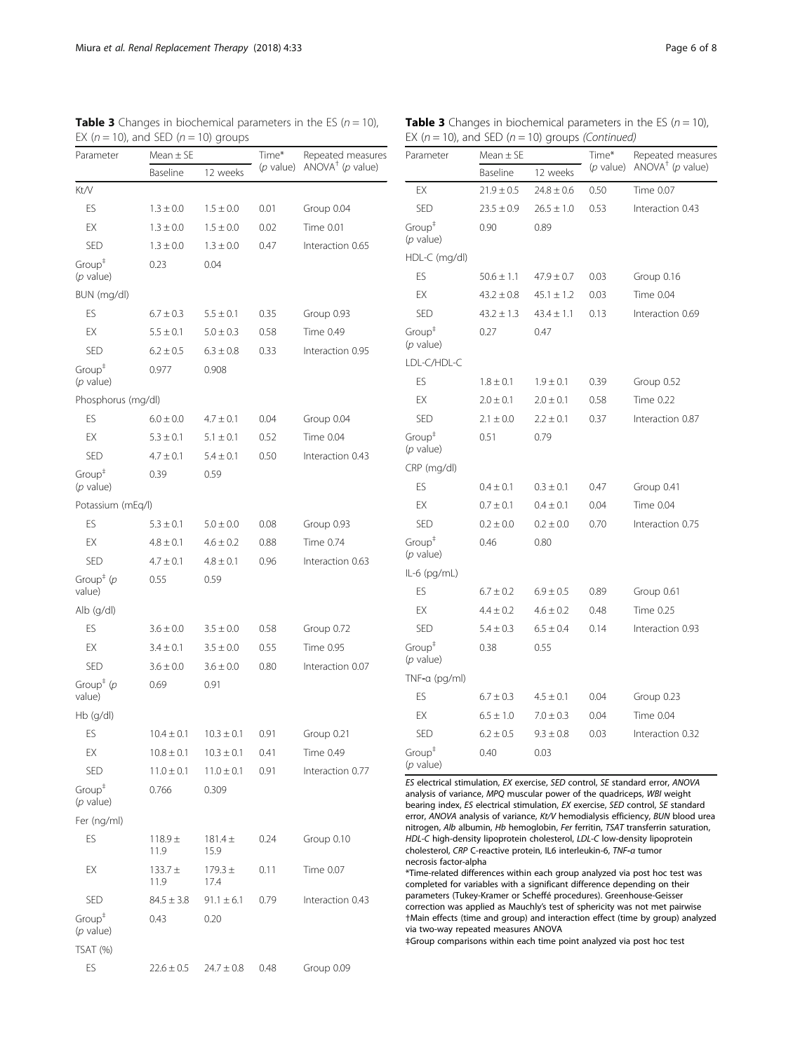**Table 3** Changes in biochemical parameters in the ES ($n = 10$), EX ($n = 10$), and SED ($n = 10$) groups

| Parameter | Mean ± SE | | Time* ($p$ value) | Repeated measures ANOVA† ($p$ value) |
|---|---|---|---|---|
| | Baseline | 12 weeks | | |
| Kt/V | | | | |
| ES | 1.3 ± 0.0 | 1.5 ± 0.0 | 0.01 | Group 0.04 |
| EX | 1.3 ± 0.0 | 1.5 ± 0.0 | 0.02 | Time 0.01 |
| SED | 1.3 ± 0.0 | 1.3 ± 0.0 | 0.47 | Interaction 0.65 |
| Group‡ ($p$ value) | 0.23 | 0.04 | | |
| BUN (mg/dl) | | | | |
| ES | 6.7 ± 0.3 | 5.5 ± 0.1 | 0.35 | Group 0.93 |
| EX | 5.5 ± 0.1 | 5.0 ± 0.3 | 0.58 | Time 0.49 |
| SED | 6.2 ± 0.5 | 6.3 ± 0.8 | 0.33 | Interaction 0.95 |
| Group‡ ($p$ value) | 0.977 | 0.908 | | |
| Phosphorus (mg/dl) | | | | |
| ES | 6.0 ± 0.0 | 4.7 ± 0.1 | 0.04 | Group 0.04 |
| EX | 5.3 ± 0.1 | 5.1 ± 0.1 | 0.52 | Time 0.04 |
| SED | 4.7 ± 0.1 | 5.4 ± 0.1 | 0.50 | Interaction 0.43 |
| Group‡ ($p$ value) | 0.39 | 0.59 | | |
| Potassium (mEq/l) | | | | |
| ES | 5.3 ± 0.1 | 5.0 ± 0.0 | 0.08 | Group 0.93 |
| EX | 4.8 ± 0.1 | 4.6 ± 0.2 | 0.88 | Time 0.74 |
| SED | 4.7 ± 0.1 | 4.8 ± 0.1 | 0.96 | Interaction 0.63 |
| Group‡ ($p$ value) | 0.55 | 0.59 | | |
| Alb (g/dl) | | | | |
| ES | 3.6 ± 0.0 | 3.5 ± 0.0 | 0.58 | Group 0.72 |
| EX | 3.4 ± 0.1 | 3.5 ± 0.0 | 0.55 | Time 0.95 |
| SED | 3.6 ± 0.0 | 3.6 ± 0.0 | 0.80 | Interaction 0.07 |
| Group‡ ($p$ value) | 0.69 | 0.91 | | |
| Hb (g/dl) | | | | |
| ES | 10.4 ± 0.1 | 10.3 ± 0.1 | 0.91 | Group 0.21 |
| EX | 10.8 ± 0.1 | 10.3 ± 0.1 | 0.41 | Time 0.49 |
| SED | 11.0 ± 0.1 | 11.0 ± 0.1 | 0.91 | Interaction 0.77 |
| Group‡ ($p$ value) | 0.766 | 0.309 | | |
| Fer (ng/ml) | | | | |
| ES | 118.9 ± 11.9 | 181.4 ± 15.9 | 0.24 | Group 0.10 |
| EX | 133.7 ± 11.9 | 179.3 ± 17.4 | 0.11 | Time 0.07 |
| SED | 84.5 ± 3.8 | 91.1 ± 6.1 | 0.79 | Interaction 0.43 |
| Group‡ ($p$ value) | 0.43 | 0.20 | | |
| TSAT (%) | | | | |
| ES | 22.6 ± 0.5 | 24.7 ± 0.8 | 0.48 | Group 0.09 |
| EX | 21.9 ± 0.5 | 24.8 ± 0.6 | 0.50 | Time 0.07 |
| SED | 23.5 ± 0.9 | 26.5 ± 1.0 | 0.53 | Interaction 0.43 |
| Group‡ ($p$ value) | 0.90 | 0.89 | | |
| HDL-C (mg/dl) | | | | |
| ES | 50.6 ± 1.1 | 47.9 ± 0.7 | 0.03 | Group 0.16 |
| EX | 43.2 ± 0.8 | 45.1 ± 1.2 | 0.03 | Time 0.04 |
| SED | 43.2 ± 1.3 | 43.4 ± 1.1 | 0.13 | Interaction 0.69 |
| Group‡ ($p$ value) | 0.27 | 0.47 | | |
| LDL-C/HDL-C | | | | |
| ES | 1.8 ± 0.1 | 1.9 ± 0.1 | 0.39 | Group 0.52 |
| EX | 2.0 ± 0.1 | 2.0 ± 0.1 | 0.58 | Time 0.22 |
| SED | 2.1 ± 0.0 | 2.2 ± 0.1 | 0.37 | Interaction 0.87 |
| Group‡ ($p$ value) | 0.51 | 0.79 | | |
| CRP (mg/dl) | | | | |
| ES | 0.4 ± 0.1 | 0.3 ± 0.1 | 0.47 | Group 0.41 |
| EX | 0.7 ± 0.1 | 0.4 ± 0.1 | 0.04 | Time 0.04 |
| SED | 0.2 ± 0.0 | 0.2 ± 0.0 | 0.70 | Interaction 0.75 |
| Group‡ ($p$ value) | 0.46 | 0.80 | | |
| IL-6 (pg/mL) | | | | |
| ES | 6.7 ± 0.2 | 6.9 ± 0.5 | 0.89 | Group 0.61 |
| EX | 4.4 ± 0.2 | 4.6 ± 0.2 | 0.48 | Time 0.25 |
| SED | 5.4 ± 0.3 | 6.5 ± 0.4 | 0.14 | Interaction 0.93 |
| Group‡ ($p$ value) | 0.38 | 0.55 | | |
| TNF-α (pg/ml) | | | | |
| ES | 6.7 ± 0.3 | 4.5 ± 0.1 | 0.04 | Group 0.23 |
| EX | 6.5 ± 1.0 | 7.0 ± 0.3 | 0.04 | Time 0.04 |
| SED | 6.2 ± 0.5 | 9.3 ± 0.8 | 0.03 | Interaction 0.32 |
| Group‡ ($p$ value) | 0.40 | 0.03 | | |

*ES* electrical stimulation, *EX* exercise, *SED* control, *SE* standard error, *ANOVA* analysis of variance, *MPQ* muscular power of the quadriceps, *WBI* weight bearing index, *ES* electrical stimulation, *EX* exercise, *SED* control, *SE* standard error, *ANOVA* analysis of variance, *Kt/V* hemodialysis efficiency, *BUN* blood urea nitrogen, *Alb* albumin, *Hb* hemoglobin, *Fer* ferritin, *TSAT* transferrin saturation, *HDL-C* high-density lipoprotein cholesterol, *LDL-C* low-density lipoprotein cholesterol, *CRP* C-reactive protein, IL6 interleukin-6, *TNF-α* tumor necrosis factor-alpha

*Time-related differences within each group analyzed via post hoc test was completed for variables with a significant difference depending on their parameters (Tukey-Kramer or Scheffé procedures). Greenhouse-Geisser correction was applied as Mauchly's test of sphericity was not met pairwise

†Main effects (time and group) and interaction effect (time by group) analyzed via two-way repeated measures ANOVA

‡Group comparisons within each time point analyzed via post hoc test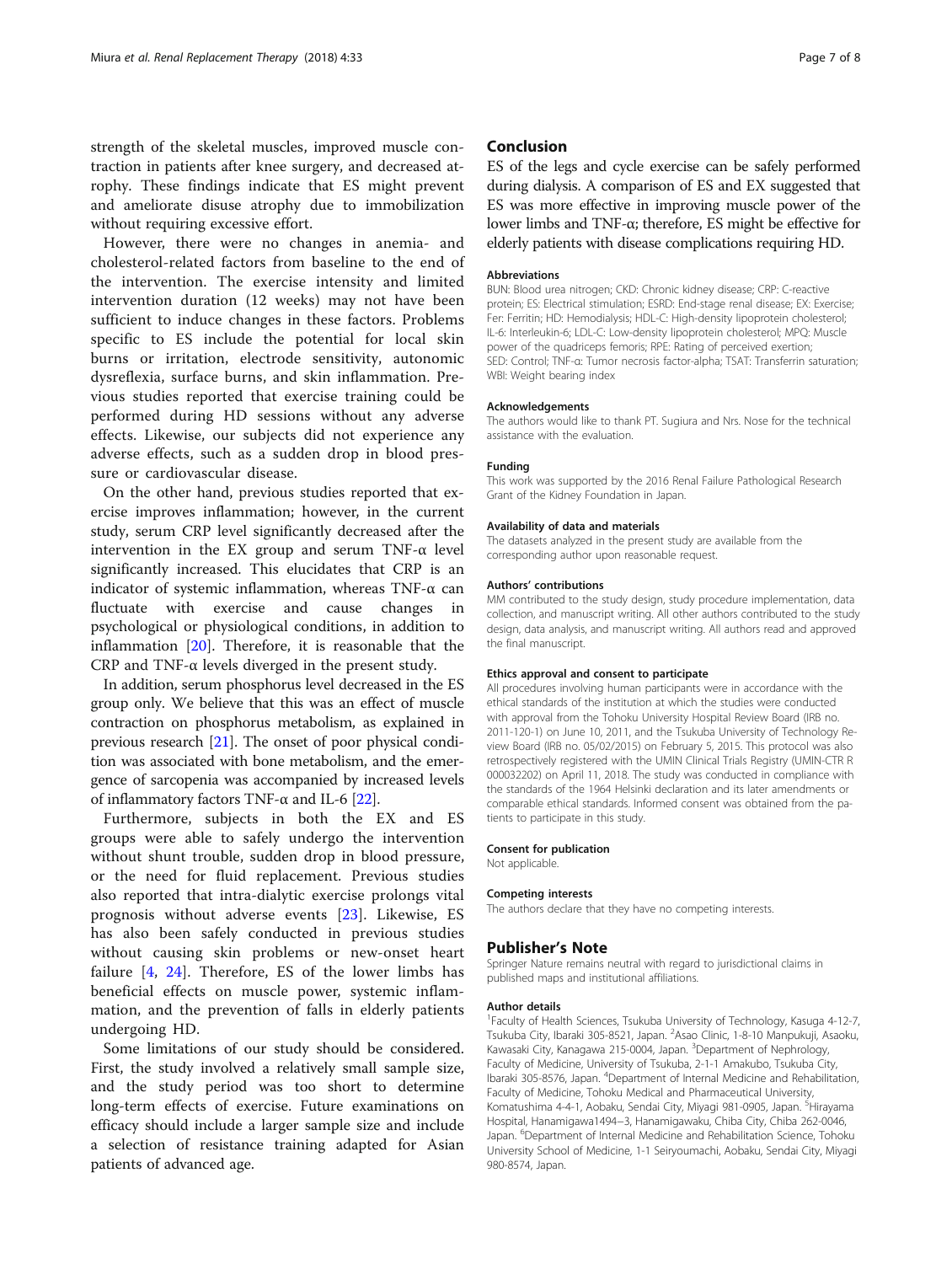strength of the skeletal muscles, improved muscle contraction in patients after knee surgery, and decreased atrophy. These findings indicate that ES might prevent and ameliorate disuse atrophy due to immobilization without requiring excessive effort.

However, there were no changes in anemia- and cholesterol-related factors from baseline to the end of the intervention. The exercise intensity and limited intervention duration (12 weeks) may not have been sufficient to induce changes in these factors. Problems specific to ES include the potential for local skin burns or irritation, electrode sensitivity, autonomic dysreflexia, surface burns, and skin inflammation. Previous studies reported that exercise training could be performed during HD sessions without any adverse effects. Likewise, our subjects did not experience any adverse effects, such as a sudden drop in blood pressure or cardiovascular disease.

On the other hand, previous studies reported that exercise improves inflammation; however, in the current study, serum CRP level significantly decreased after the intervention in the EX group and serum TNF-α level significantly increased. This elucidates that CRP is an indicator of systemic inflammation, whereas TNF-α can fluctuate with exercise and cause changes in psychological or physiological conditions, in addition to inflammation [20]. Therefore, it is reasonable that the CRP and TNF-α levels diverged in the present study.

In addition, serum phosphorus level decreased in the ES group only. We believe that this was an effect of muscle contraction on phosphorus metabolism, as explained in previous research [21]. The onset of poor physical condition was associated with bone metabolism, and the emergence of sarcopenia was accompanied by increased levels of inflammatory factors TNF-α and IL-6 [22].

Furthermore, subjects in both the EX and ES groups were able to safely undergo the intervention without shunt trouble, sudden drop in blood pressure, or the need for fluid replacement. Previous studies also reported that intra-dialytic exercise prolongs vital prognosis without adverse events [23]. Likewise, ES has also been safely conducted in previous studies without causing skin problems or new-onset heart failure [4, 24]. Therefore, ES of the lower limbs has beneficial effects on muscle power, systemic inflammation, and the prevention of falls in elderly patients undergoing HD.

Some limitations of our study should be considered. First, the study involved a relatively small sample size, and the study period was too short to determine long-term effects of exercise. Future examinations on efficacy should include a larger sample size and include a selection of resistance training adapted for Asian patients of advanced age.

## Conclusion

ES of the legs and cycle exercise can be safely performed during dialysis. A comparison of ES and EX suggested that ES was more effective in improving muscle power of the lower limbs and TNF-α; therefore, ES might be effective for elderly patients with disease complications requiring HD.

#### Abbreviations

BUN: Blood urea nitrogen; CKD: Chronic kidney disease; CRP: C-reactive protein; ES: Electrical stimulation; ESRD: End-stage renal disease; EX: Exercise; Fer: Ferritin; HD: Hemodialysis; HDL-C: High-density lipoprotein cholesterol; IL-6: Interleukin-6; LDL-C: Low-density lipoprotein cholesterol; MPQ: Muscle power of the quadriceps femoris; RPE: Rating of perceived exertion; SED: Control; TNF-α: Tumor necrosis factor-alpha; TSAT: Transferrin saturation; WBI: Weight bearing index

#### Acknowledgements

The authors would like to thank PT. Sugiura and Nrs. Nose for the technical assistance with the evaluation.

#### Funding

This work was supported by the 2016 Renal Failure Pathological Research Grant of the Kidney Foundation in Japan.

#### Availability of data and materials

The datasets analyzed in the present study are available from the corresponding author upon reasonable request.

#### Authors' contributions

MM contributed to the study design, study procedure implementation, data collection, and manuscript writing. All other authors contributed to the study design, data analysis, and manuscript writing. All authors read and approved the final manuscript.

#### Ethics approval and consent to participate

All procedures involving human participants were in accordance with the ethical standards of the institution at which the studies were conducted with approval from the Tohoku University Hospital Review Board (IRB no. 2011-120-1) on June 10, 2011, and the Tsukuba University of Technology Review Board (IRB no. 05/02/2015) on February 5, 2015. This protocol was also retrospectively registered with the UMIN Clinical Trials Registry (UMIN-CTR R 000032202) on April 11, 2018. The study was conducted in compliance with the standards of the 1964 Helsinki declaration and its later amendments or comparable ethical standards. Informed consent was obtained from the patients to participate in this study.

#### Consent for publication

Not applicable.

#### Competing interests

The authors declare that they have no competing interests.

## Publisher's Note

Springer Nature remains neutral with regard to jurisdictional claims in published maps and institutional affiliations.

#### Author details

[1]Faculty of Health Sciences, Tsukuba University of Technology, Kasuga 4-12-7, Tsukuba City, Ibaraki 305-8521, Japan. [2]Asao Clinic, 1-8-10 Manpukuji, Asaoku, Kawasaki City, Kanagawa 215-0004, Japan. [3]Department of Nephrology, Faculty of Medicine, University of Tsukuba, 2-1-1 Amakubo, Tsukuba City, Ibaraki 305-8576, Japan. [4]Department of Internal Medicine and Rehabilitation, Faculty of Medicine, Tohoku Medical and Pharmaceutical University, Komatushima 4-4-1, Aobaku, Sendai City, Miyagi 981-0905, Japan. [5]Hirayama Hospital, Hanamigawa1494–3, Hanamigawaku, Chiba City, Chiba 262-0046, Japan. [6]Department of Internal Medicine and Rehabilitation Science, Tohoku University School of Medicine, 1-1 Seiryoumachi, Aobaku, Sendai City, Miyagi 980-8574, Japan.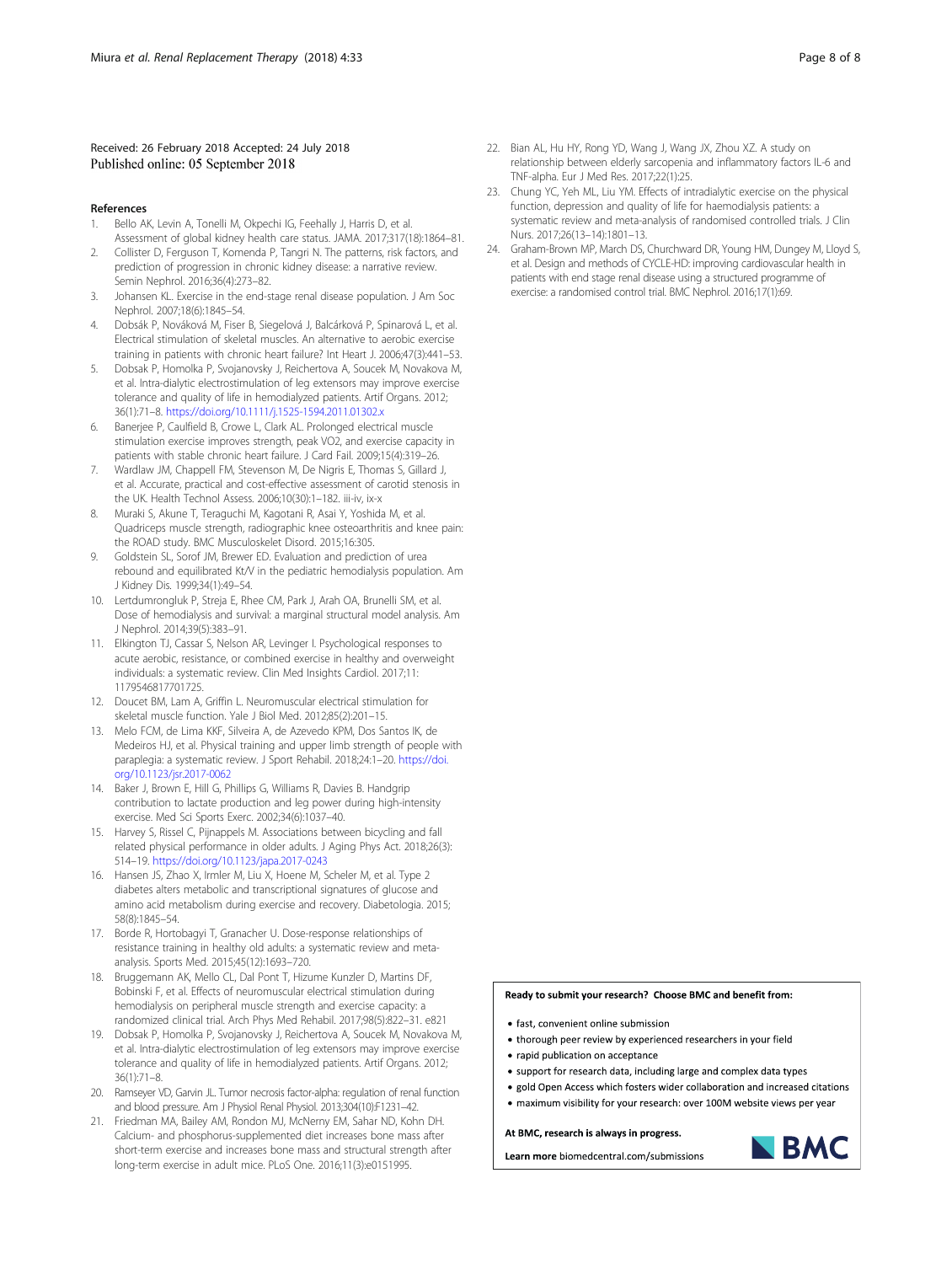Received: 26 February 2018 Accepted: 24 July 2018
Published online: 05 September 2018

## References

1. Bello AK, Levin A, Tonelli M, Okpechi IG, Feehally J, Harris D, et al. Assessment of global kidney health care status. JAMA. 2017;317(18):1864–81.
2. Collister D, Ferguson T, Komenda P, Tangri N. The patterns, risk factors, and prediction of progression in chronic kidney disease: a narrative review. Semin Nephrol. 2016;36(4):273–82.
3. Johansen KL. Exercise in the end-stage renal disease population. J Am Soc Nephrol. 2007;18(6):1845–54.
4. Dobsák P, Nováková M, Fiser B, Siegelová J, Balcárková P, Spinarová L, et al. Electrical stimulation of skeletal muscles. An alternative to aerobic exercise training in patients with chronic heart failure? Int Heart J. 2006;47(3):441–53.
5. Dobsak P, Homolka P, Svojanovsky J, Reichertova A, Soucek M, Novakova M, et al. Intra-dialytic electrostimulation of leg extensors may improve exercise tolerance and quality of life in hemodialyzed patients. Artif Organs. 2012; 36(1):71–8. https://doi.org/10.1111/j.1525-1594.2011.01302.x
6. Banerjee P, Caulfield B, Crowe L, Clark AL. Prolonged electrical muscle stimulation exercise improves strength, peak VO2, and exercise capacity in patients with stable chronic heart failure. J Card Fail. 2009;15(4):319–26.
7. Wardlaw JM, Chappell FM, Stevenson M, De Nigris E, Thomas S, Gillard J, et al. Accurate, practical and cost-effective assessment of carotid stenosis in the UK. Health Technol Assess. 2006;10(30):1–182. iii-iv, ix-x
8. Muraki S, Akune T, Teraguchi M, Kagotani R, Asai Y, Yoshida M, et al. Quadriceps muscle strength, radiographic knee osteoarthritis and knee pain: the ROAD study. BMC Musculoskelet Disord. 2015;16:305.
9. Goldstein SL, Sorof JM, Brewer ED. Evaluation and prediction of urea rebound and equilibrated Kt/V in the pediatric hemodialysis population. Am J Kidney Dis. 1999;34(1):49–54.
10. Lertdumrongluk P, Streja E, Rhee CM, Park J, Arah OA, Brunelli SM, et al. Dose of hemodialysis and survival: a marginal structural model analysis. Am J Nephrol. 2014;39(5):383–91.
11. Elkington TJ, Cassar S, Nelson AR, Levinger I. Psychological responses to acute aerobic, resistance, or combined exercise in healthy and overweight individuals: a systematic review. Clin Med Insights Cardiol. 2017;11: 1179546817701725.
12. Doucet BM, Lam A, Griffin L. Neuromuscular electrical stimulation for skeletal muscle function. Yale J Biol Med. 2012;85(2):201–15.
13. Melo FCM, de Lima KKF, Silveira A, de Azevedo KPM, Dos Santos IK, de Medeiros HJ, et al. Physical training and upper limb strength of people with paraplegia: a systematic review. J Sport Rehabil. 2018;24:1–20. https://doi.org/10.1123/jsr.2017-0062
14. Baker J, Brown E, Hill G, Phillips G, Williams R, Davies B. Handgrip contribution to lactate production and leg power during high-intensity exercise. Med Sci Sports Exerc. 2002;34(6):1037–40.
15. Harvey S, Rissel C, Pijnappels M. Associations between bicycling and fall related physical performance in older adults. J Aging Phys Act. 2018;26(3): 514–19. https://doi.org/10.1123/japa.2017-0243
16. Hansen JS, Zhao X, Irmler M, Liu X, Hoene M, Scheler M, et al. Type 2 diabetes alters metabolic and transcriptional signatures of glucose and amino acid metabolism during exercise and recovery. Diabetologia. 2015; 58(8):1845–54.
17. Borde R, Hortobagyi T, Granacher U. Dose-response relationships of resistance training in healthy old adults: a systematic review and meta-analysis. Sports Med. 2015;45(12):1693–720.
18. Bruggemann AK, Mello CL, Dal Pont T, Hizume Kunzler D, Martins DF, Bobinski F, et al. Effects of neuromuscular electrical stimulation during hemodialysis on peripheral muscle strength and exercise capacity: a randomized clinical trial. Arch Phys Med Rehabil. 2017;98(5):822–31. e821
19. Dobsak P, Homolka P, Svojanovsky J, Reichertova A, Soucek M, Novakova M, et al. Intra-dialytic electrostimulation of leg extensors may improve exercise tolerance and quality of life in hemodialyzed patients. Artif Organs. 2012; 36(1):71–8.
20. Ramseyer VD, Garvin JL. Tumor necrosis factor-alpha: regulation of renal function and blood pressure. Am J Physiol Renal Physiol. 2013;304(10):F1231–42.
21. Friedman MA, Bailey AM, Rondon MJ, McNerny EM, Sahar ND, Kohn DH. Calcium- and phosphorus-supplemented diet increases bone mass after short-term exercise and increases bone mass and structural strength after long-term exercise in adult mice. PLoS One. 2016;11(3):e0151995.
22. Bian AL, Hu HY, Rong YD, Wang J, Wang JX, Zhou XZ. A study on relationship between elderly sarcopenia and inflammatory factors IL-6 and TNF-alpha. Eur J Med Res. 2017;22(1):25.
23. Chung YC, Yeh ML, Liu YM. Effects of intradialytic exercise on the physical function, depression and quality of life for haemodialysis patients: a systematic review and meta-analysis of randomised controlled trials. J Clin Nurs. 2017;26(13–14):1801–13.
24. Graham-Brown MP, March DS, Churchward DR, Young HM, Dungey M, Lloyd S, et al. Design and methods of CYCLE-HD: improving cardiovascular health in patients with end stage renal disease using a structured programme of exercise: a randomised control trial. BMC Nephrol. 2016;17(1):69.